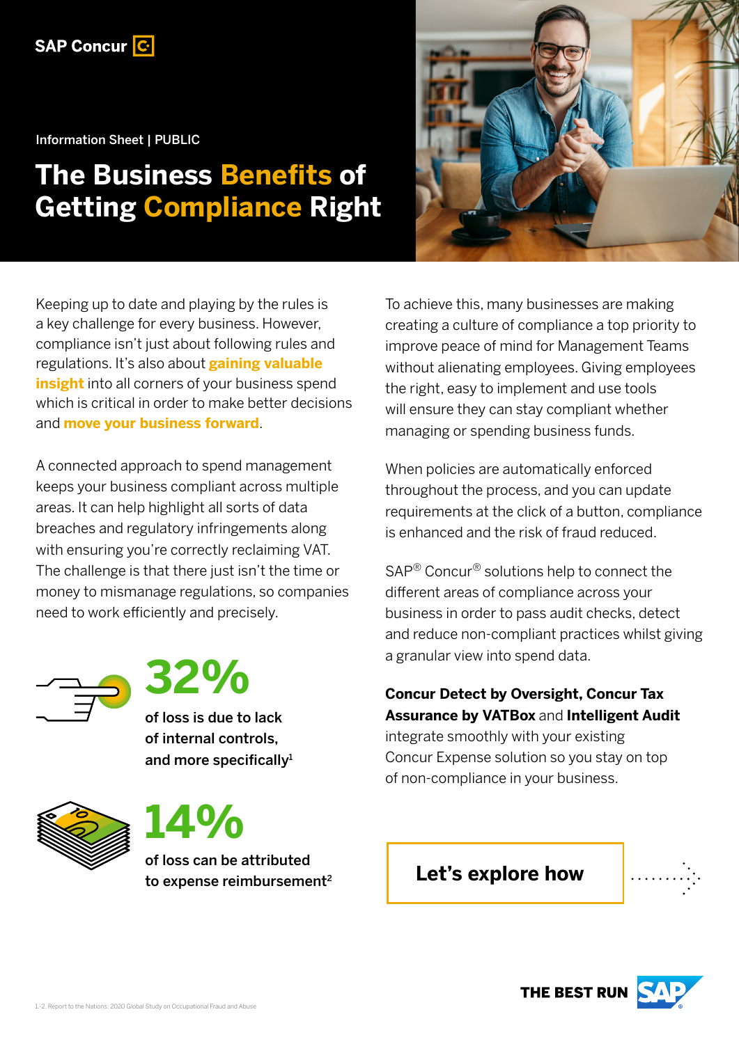SAP Concur

Information Sheet | PUBLIC

# The Business Benefits of Getting Compliance Right

Keeping up to date and playing by the rules is a key challenge for every business. However, compliance isn't just about following rules and regulations. It's also about **gaining valuable insight** into all corners of your business spend which is critical in order to make better decisions and **move your business forward**.

A connected approach to spend management keeps your business compliant across multiple areas. It can help highlight all sorts of data breaches and regulatory infringements along with ensuring you're correctly reclaiming VAT. The challenge is that there just isn't the time or money to mismanage regulations, so companies need to work efficiently and precisely.

**32%**

**of loss is due to lack of internal controls, and more specifically**[1]

**14%**

**of loss can be attributed to expense reimbursement**[2]

To achieve this, many businesses are making creating a culture of compliance a top priority to improve peace of mind for Management Teams without alienating employees. Giving employees the right, easy to implement and use tools will ensure they can stay compliant whether managing or spending business funds.

When policies are automatically enforced throughout the process, and you can update requirements at the click of a button, compliance is enhanced and the risk of fraud reduced.

SAP® Concur® solutions help to connect the different areas of compliance across your business in order to pass audit checks, detect and reduce non-compliant practices whilst giving a granular view into spend data.

**Concur Detect by Oversight, Concur Tax Assurance by VATBox** and **Intelligent Audit** integrate smoothly with your existing Concur Expense solution so you stay on top of non-compliance in your business.

**Let's explore how**

1-2. Report to the Nations: 2020 Global Study on Occupational Fraud and Abuse

THE BEST RUN SAP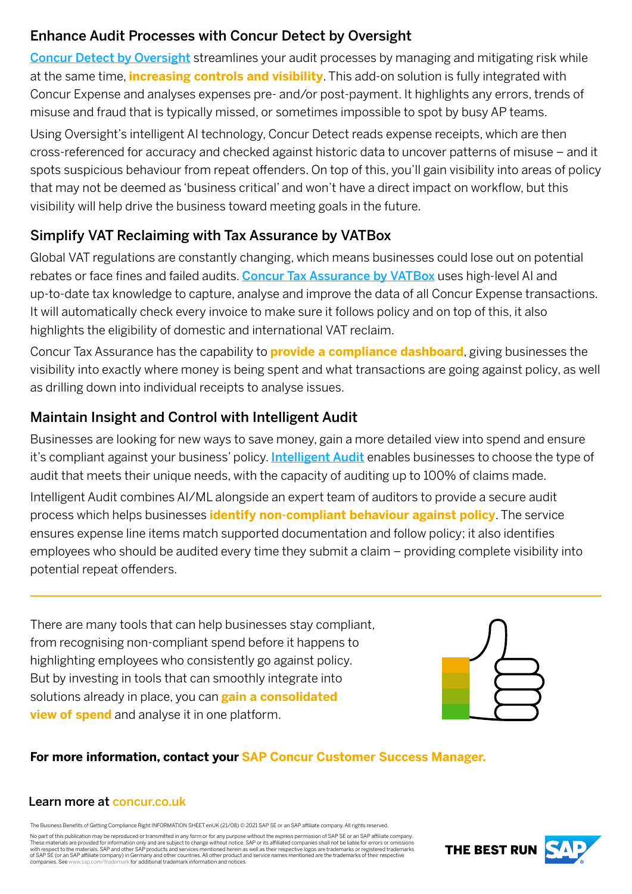## Enhance Audit Processes with Concur Detect by Oversight

Concur Detect by Oversight streamlines your audit processes by managing and mitigating risk while at the same time, **increasing controls and visibility**. This add-on solution is fully integrated with Concur Expense and analyses expenses pre- and/or post-payment. It highlights any errors, trends of misuse and fraud that is typically missed, or sometimes impossible to spot by busy AP teams.

Using Oversight's intelligent AI technology, Concur Detect reads expense receipts, which are then cross-referenced for accuracy and checked against historic data to uncover patterns of misuse – and it spots suspicious behaviour from repeat offenders. On top of this, you'll gain visibility into areas of policy that may not be deemed as 'business critical' and won't have a direct impact on workflow, but this visibility will help drive the business toward meeting goals in the future.

## Simplify VAT Reclaiming with Tax Assurance by VATBox

Global VAT regulations are constantly changing, which means businesses could lose out on potential rebates or face fines and failed audits. Concur Tax Assurance by VATBox uses high-level AI and up-to-date tax knowledge to capture, analyse and improve the data of all Concur Expense transactions. It will automatically check every invoice to make sure it follows policy and on top of this, it also highlights the eligibility of domestic and international VAT reclaim.

Concur Tax Assurance has the capability to **provide a compliance dashboard**, giving businesses the visibility into exactly where money is being spent and what transactions are going against policy, as well as drilling down into individual receipts to analyse issues.

## Maintain Insight and Control with Intelligent Audit

Businesses are looking for new ways to save money, gain a more detailed view into spend and ensure it's compliant against your business' policy. Intelligent Audit enables businesses to choose the type of audit that meets their unique needs, with the capacity of auditing up to 100% of claims made.

Intelligent Audit combines AI/ML alongside an expert team of auditors to provide a secure audit process which helps businesses **identify non-compliant behaviour against policy**. The service ensures expense line items match supported documentation and follow policy; it also identifies employees who should be audited every time they submit a claim – providing complete visibility into potential repeat offenders.

---

There are many tools that can help businesses stay compliant, from recognising non-compliant spend before it happens to highlighting employees who consistently go against policy. But by investing in tools that can smoothly integrate into solutions already in place, you can **gain a consolidated view of spend** and analyse it in one platform.

**For more information, contact your SAP Concur Customer Success Manager.**

Learn more at concur.co.uk

The Business Benefits of Getting Compliance Right INFORMATION SHEET enUK (21/08) © 2021 SAP SE or an SAP affiliate company. All rights reserved.

No part of this publication may be reproduced or transmitted in any form or for any purpose without the express permission of SAP SE or an SAP affiliate company. These materials are provided for information only and are subject to change without notice. SAP or its affiliated companies shall not be liable for errors or omissions with respect to the materials. SAP and other SAP products and services mentioned herein as well as their respective logos are trademarks or registered trademarks of SAP SE (or an SAP affiliate company) in Germany and other countries. All other product and service names mentioned are the trademarks of their respective companies. See www.sap.com/trademark for additional trademark information and notices.

THE BEST RUN SAP